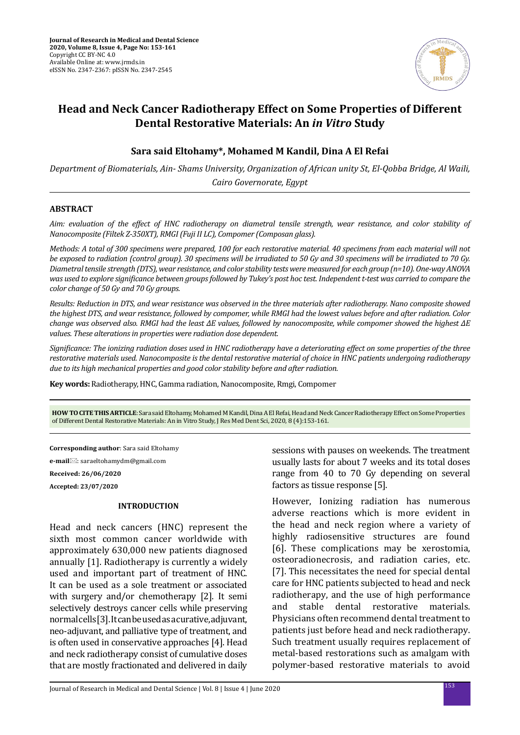# Head and Neck Cancer Radiotherapy Effect on Some Properties of Different Dental Restorative Materials: An *in Vitro* Study

**Sara said Eltohamy*, Mohamed M Kandil, Dina A El Refai**

*Department of Biomaterials, Ain- Shams University, Organization of African unity St, El-Qobba Bridge, Al Waili, Cairo Governorate, Egypt*

## ABSTRACT

*Aim: evaluation of the effect of HNC radiotherapy on diametral tensile strength, wear resistance, and color stability of Nanocomposite (Filtek Z-350XT), RMGI (Fuji II LC), Compomer (Composan glass).*

*Methods: A total of 300 specimens were prepared, 100 for each restorative material. 40 specimens from each material will not be exposed to radiation (control group). 30 specimens will be irradiated to 50 Gy and 30 specimens will be irradiated to 70 Gy. Diametral tensile strength (DTS), wear resistance, and color stability tests were measured for each group (n=10). One-way ANOVA was used to explore significance between groups followed by Tukey's post hoc test. Independent t-test was carried to compare the color change of 50 Gy and 70 Gy groups.*

*Results: Reduction in DTS, and wear resistance was observed in the three materials after radiotherapy. Nano composite showed the highest DTS, and wear resistance, followed by compomer, while RMGI had the lowest values before and after radiation. Color change was observed also. RMGI had the least ΔE values, followed by nanocomposite, while compomer showed the highest ΔE values. These alterations in properties were radiation dose dependent.*

*Significance: The ionizing radiation doses used in HNC radiotherapy have a deteriorating effect on some properties of the three restorative materials used. Nanocomposite is the dental restorative material of choice in HNC patients undergoing radiotherapy due to its high mechanical properties and good color stability before and after radiation.*

**Key words:** Radiotherapy, HNC, Gamma radiation, Nanocomposite, Rmgi, Compomer

**HOW TO CITE THIS ARTICLE**: Sara said Eltohamy, Mohamed M Kandil, Dina A El Refai, Head and Neck Cancer Radiotherapy Effect on Some Properties of Different Dental Restorative Materials: An in Vitro Study, J Res Med Dent Sci, 2020, 8 (4):153-161.

**Corresponding author**: Sara said Eltohamy

**e-mail**: saraeltohamydm@gmail.com

**Received: 26/06/2020**

**Accepted: 23/07/2020**

## INTRODUCTION

Head and neck cancers (HNC) represent the sixth most common cancer worldwide with approximately 630,000 new patients diagnosed annually [1]. Radiotherapy is currently a widely used and important part of treatment of HNC. It can be used as a sole treatment or associated with surgery and/or chemotherapy [2]. It semi selectively destroys cancer cells while preserving normal cells [3]. It can be used as a curative, adjuvant, neo-adjuvant, and palliative type of treatment, and is often used in conservative approaches [4]. Head and neck radiotherapy consist of cumulative doses that are mostly fractionated and delivered in daily sessions with pauses on weekends. The treatment usually lasts for about 7 weeks and its total doses range from 40 to 70 Gy depending on several factors as tissue response [5].

However, Ionizing radiation has numerous adverse reactions which is more evident in the head and neck region where a variety of highly radiosensitive structures are found [6]. These complications may be xerostomia, osteoradionecrosis, and radiation caries, etc. [7]. This necessitates the need for special dental care for HNC patients subjected to head and neck radiotherapy, and the use of high performance and stable dental restorative materials. Physicians often recommend dental treatment to patients just before head and neck radiotherapy. Such treatment usually requires replacement of metal-based restorations such as amalgam with polymer-based restorative materials to avoid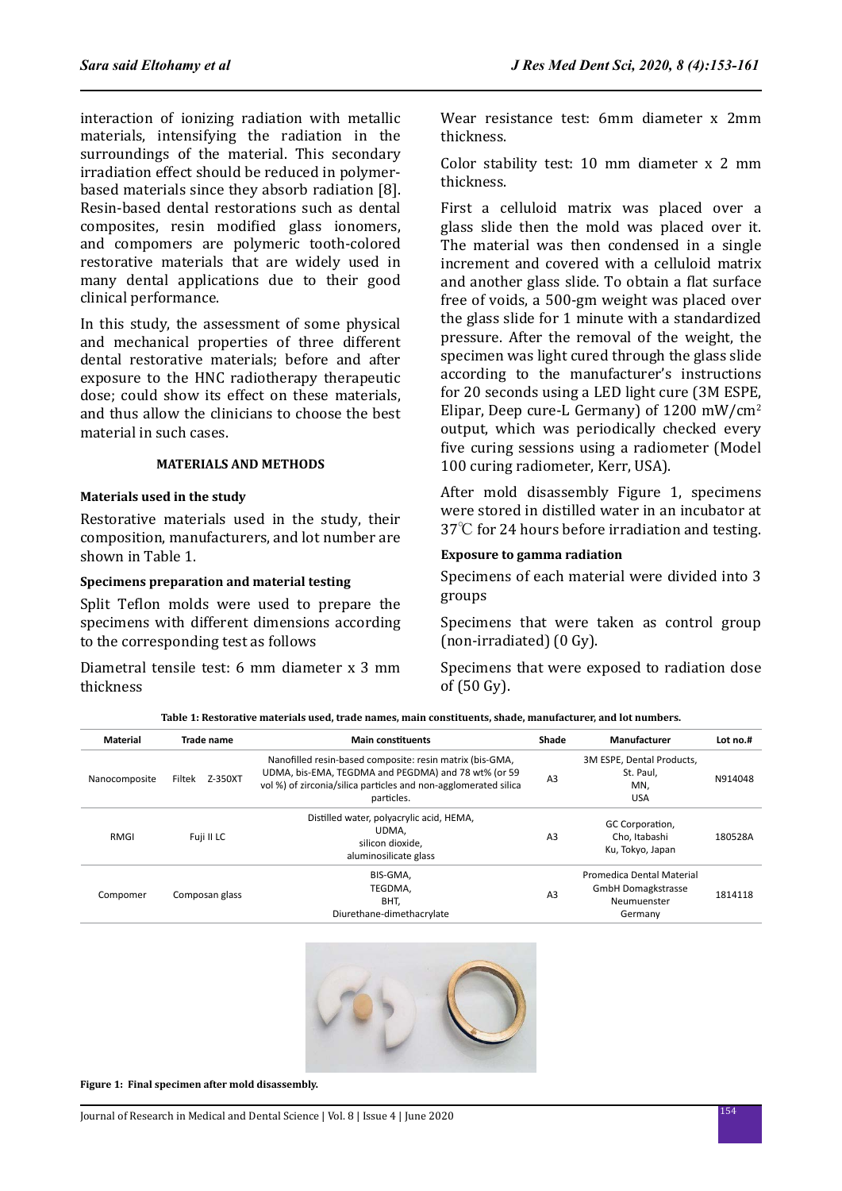interaction of ionizing radiation with metallic materials, intensifying the radiation in the surroundings of the material. This secondary irradiation effect should be reduced in polymer-based materials since they absorb radiation [8]. Resin-based dental restorations such as dental composites, resin modified glass ionomers, and compomers are polymeric tooth-colored restorative materials that are widely used in many dental applications due to their good clinical performance.

In this study, the assessment of some physical and mechanical properties of three different dental restorative materials; before and after exposure to the HNC radiotherapy therapeutic dose; could show its effect on these materials, and thus allow the clinicians to choose the best material in such cases.

## MATERIALS AND METHODS

### Materials used in the study

Restorative materials used in the study, their composition, manufacturers, and lot number are shown in Table 1.

### Specimens preparation and material testing

Split Teflon molds were used to prepare the specimens with different dimensions according to the corresponding test as follows

Diametral tensile test: 6 mm diameter x 3 mm thickness

Wear resistance test: 6mm diameter x 2mm thickness.

Color stability test: 10 mm diameter x 2 mm thickness.

First a celluloid matrix was placed over a glass slide then the mold was placed over it. The material was then condensed in a single increment and covered with a celluloid matrix and another glass slide. To obtain a flat surface free of voids, a 500-gm weight was placed over the glass slide for 1 minute with a standardized pressure. After the removal of the weight, the specimen was light cured through the glass slide according to the manufacturer's instructions for 20 seconds using a LED light cure (3M ESPE, Elipar, Deep cure-L Germany) of 1200 mW/cm$^2$ output, which was periodically checked every five curing sessions using a radiometer (Model 100 curing radiometer, Kerr, USA).

After mold disassembly Figure 1, specimens were stored in distilled water in an incubator at 37℃ for 24 hours before irradiation and testing.

### Exposure to gamma radiation

Specimens of each material were divided into 3 groups

Specimens that were taken as control group (non-irradiated) (0 Gy).

Specimens that were exposed to radiation dose of (50 Gy).

**Table 1: Restorative materials used, trade names, main constituents, shade, manufacturer, and lot numbers.**

| Material | Trade name | Main constituents | Shade | Manufacturer | Lot no.# |
|---|---|---|---|---|---|
| Nanocomposite | Filtek Z-350XT | Nanofilled resin-based composite: resin matrix (bis-GMA, UDMA, bis-EMA, TEGDMA and PEGDMA) and 78 wt% (or 59 vol %) of zirconia/silica particles and non-agglomerated silica particles. | A3 | 3M ESPE, Dental Products, St. Paul, MN, USA | N914048 |
| RMGI | Fuji II LC | Distilled water, polyacrylic acid, HEMA, UDMA, silicon dioxide, aluminosilicate glass | A3 | GC Corporation, Cho, Itabashi Ku, Tokyo, Japan | 180528A |
| Compomer | Composan glass | BIS-GMA, TEGDMA, BHT, Diurethane-dimethacrylate | A3 | Promedica Dental Material GmbH Domagkstrasse Neumuenster Germany | 1814118 |

**Figure 1: Final specimen after mold disassembly.**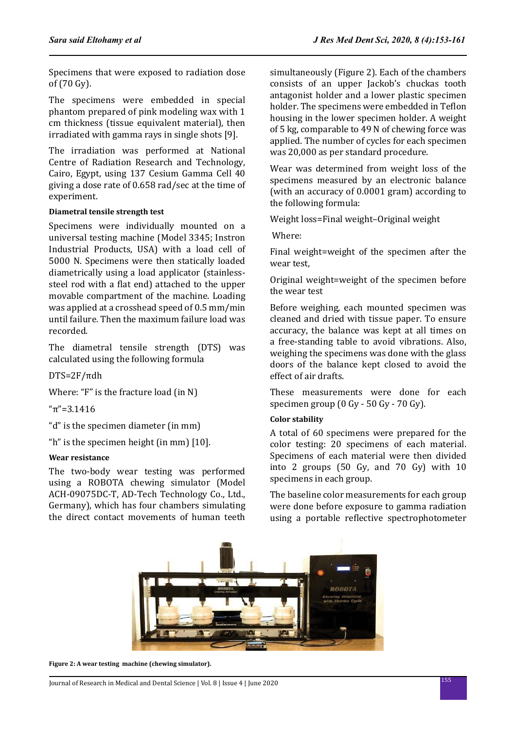Specimens that were exposed to radiation dose of (70 Gy).

The specimens were embedded in special phantom prepared of pink modeling wax with 1 cm thickness (tissue equivalent material), then irradiated with gamma rays in single shots [9].

The irradiation was performed at National Centre of Radiation Research and Technology, Cairo, Egypt, using 137 Cesium Gamma Cell 40 giving a dose rate of 0.658 rad/sec at the time of experiment.

#### Diametral tensile strength test

Specimens were individually mounted on a universal testing machine (Model 3345; Instron Industrial Products, USA) with a load cell of 5000 N. Specimens were then statically loaded diametrically using a load applicator (stainless-steel rod with a flat end) attached to the upper movable compartment of the machine. Loading was applied at a crosshead speed of 0.5 mm/min until failure. Then the maximum failure load was recorded.

The diametral tensile strength (DTS) was calculated using the following formula

$DTS=2F/\pi dh$

Where: "F" is the fracture load (in N)

"$\pi$"=3.1416

"d" is the specimen diameter (in mm)

"h" is the specimen height (in mm) [10].

#### Wear resistance

The two-body wear testing was performed using a ROBOTA chewing simulator (Model ACH-09075DC-T, AD-Tech Technology Co., Ltd., Germany), which has four chambers simulating the direct contact movements of human teeth simultaneously (Figure 2). Each of the chambers consists of an upper Jackob's chuckas tooth antagonist holder and a lower plastic specimen holder. The specimens were embedded in Teflon housing in the lower specimen holder. A weight of 5 kg, comparable to 49 N of chewing force was applied. The number of cycles for each specimen was 20,000 as per standard procedure.

Wear was determined from weight loss of the specimens measured by an electronic balance (with an accuracy of 0.0001 gram) according to the following formula:

Weight loss=Final weight–Original weight

Where:

Final weight=weight of the specimen after the wear test,

Original weight=weight of the specimen before the wear test

Before weighing, each mounted specimen was cleaned and dried with tissue paper. To ensure accuracy, the balance was kept at all times on a free-standing table to avoid vibrations. Also, weighing the specimens was done with the glass doors of the balance kept closed to avoid the effect of air drafts.

These measurements were done for each specimen group (0 Gy - 50 Gy - 70 Gy).

#### Color stability

A total of 60 specimens were prepared for the color testing: 20 specimens of each material. Specimens of each material were then divided into 2 groups (50 Gy, and 70 Gy) with 10 specimens in each group.

The baseline color measurements for each group were done before exposure to gamma radiation using a portable reflective spectrophotometer

**Figure 2: A wear testing machine (chewing simulator).**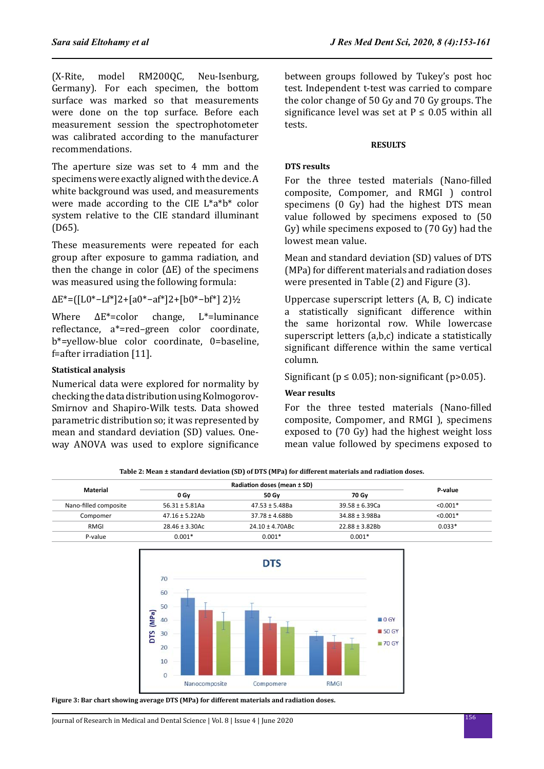(X-Rite, model RM200QC, Neu-Isenburg, Germany). For each specimen, the bottom surface was marked so that measurements were done on the top surface. Before each measurement session the spectrophotometer was calibrated according to the manufacturer recommendations.

The aperture size was set to 4 mm and the specimens were exactly aligned with the device. A white background was used, and measurements were made according to the CIE L*a*b* color system relative to the CIE standard illuminant (D65).

These measurements were repeated for each group after exposure to gamma radiation, and then the change in color (ΔE) of the specimens was measured using the following formula:

$\Delta E^*=([L0^*-Lf^*]2+[a0^*-af^*]2+[b0^*-bf^*]\ 2)½$

Where ΔE*=color change, L*=luminance reflectance, a*=red–green color coordinate, b*=yellow-blue color coordinate, 0=baseline, f=after irradiation [11].

#### Statistical analysis

Numerical data were explored for normality by checking the data distribution using Kolmogorov-Smirnov and Shapiro-Wilk tests. Data showed parametric distribution so; it was represented by mean and standard deviation (SD) values. One-way ANOVA was used to explore significance between groups followed by Tukey's post hoc test. Independent t-test was carried out to compare the color change of 50 Gy and 70 Gy groups. The significance level was set at $P \leq 0.05$ within all tests.

## RESULTS

#### DTS results

For the three tested materials (Nano-filled composite, Compomer, and RMGI ) control specimens (0 Gy) had the highest DTS mean value followed by specimens exposed to (50 Gy) while specimens exposed to (70 Gy) had the lowest mean value.

Mean and standard deviation (SD) values of DTS (MPa) for different materials and radiation doses were presented in Table (2) and Figure (3).

Uppercase superscript letters (A, B, C) indicate a statistically significant difference within the same horizontal row. While lowercase superscript letters (a,b,c) indicate a statistically significant difference within the same vertical column.

Significant ($p \leq 0.05$); non-significant ($p>0.05$).

#### Wear results

For the three tested materials (Nano-filled composite, Compomer, and RMGI ), specimens exposed to (70 Gy) had the highest weight loss mean value followed by specimens exposed to

**Table 2: Mean ± standard deviation (SD) of DTS (MPa) for different materials and radiation doses.**

| Material | Radiation doses (mean ± SD) | | | P-value |
|---|---|---|---|---|
| | 0 Gy | 50 Gy | 70 Gy | |
| Nano-filled composite | 56.31 ± 5.81Aa | 47.53 ± 5.48Ba | 39.58 ± 6.39Ca | <0.001* |
| Compomer | 47.16 ± 5.22Ab | 37.78 ± 4.68Bb | 34.88 ± 3.98Ba | <0.001* |
| RMGI | 28.46 ± 3.30Ac | 24.10 ± 4.70ABc | 22.88 ± 3.82Bb | 0.033* |
| P-value | 0.001* | 0.001* | 0.001* | |

**Figure 3: Bar chart showing average DTS (MPa) for different materials and radiation doses.**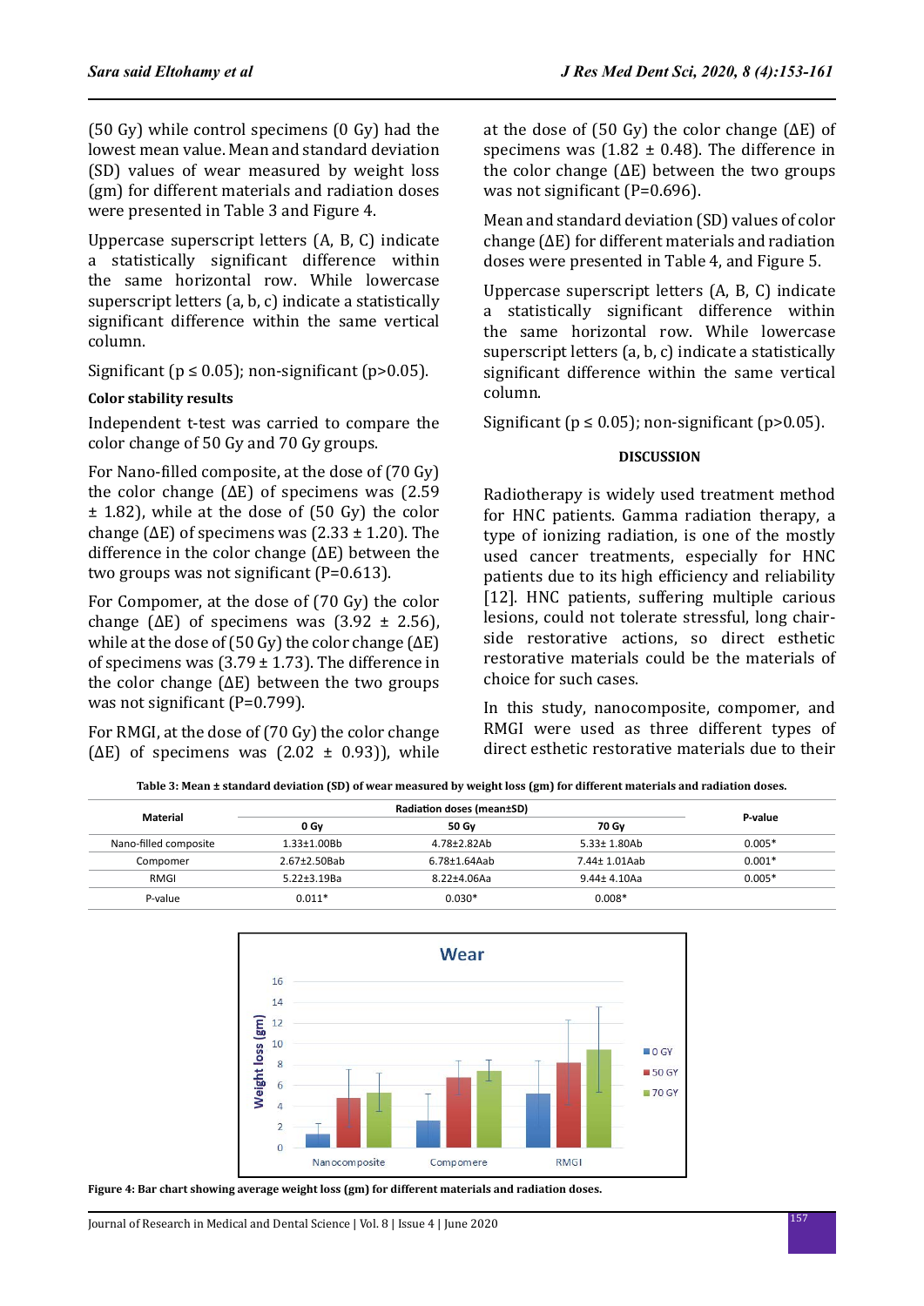(50 Gy) while control specimens (0 Gy) had the lowest mean value. Mean and standard deviation (SD) values of wear measured by weight loss (gm) for different materials and radiation doses were presented in Table 3 and Figure 4.

Uppercase superscript letters (A, B, C) indicate a statistically significant difference within the same horizontal row. While lowercase superscript letters (a, b, c) indicate a statistically significant difference within the same vertical column.

Significant (p ≤ 0.05); non-significant (p>0.05).

**Color stability results**

Independent t-test was carried to compare the color change of 50 Gy and 70 Gy groups.

For Nano-filled composite, at the dose of (70 Gy) the color change (ΔE) of specimens was (2.59 ± 1.82), while at the dose of (50 Gy) the color change (ΔE) of specimens was (2.33 ± 1.20). The difference in the color change (ΔE) between the two groups was not significant (P=0.613).

For Compomer, at the dose of (70 Gy) the color change (ΔE) of specimens was (3.92 ± 2.56), while at the dose of (50 Gy) the color change (ΔE) of specimens was (3.79 ± 1.73). The difference in the color change (ΔE) between the two groups was not significant (P=0.799).

For RMGI, at the dose of (70 Gy) the color change (ΔE) of specimens was (2.02 ± 0.93)), while at the dose of (50 Gy) the color change (ΔE) of specimens was (1.82 ± 0.48). The difference in the color change (ΔE) between the two groups was not significant (P=0.696).

Mean and standard deviation (SD) values of color change (ΔE) for different materials and radiation doses were presented in Table 4, and Figure 5.

Uppercase superscript letters (A, B, C) indicate a statistically significant difference within the same horizontal row. While lowercase superscript letters (a, b, c) indicate a statistically significant difference within the same vertical column.

Significant (p ≤ 0.05); non-significant (p>0.05).

## DISCUSSION

Radiotherapy is widely used treatment method for HNC patients. Gamma radiation therapy, a type of ionizing radiation, is one of the mostly used cancer treatments, especially for HNC patients due to its high efficiency and reliability [12]. HNC patients, suffering multiple carious lesions, could not tolerate stressful, long chair-side restorative actions, so direct esthetic restorative materials could be the materials of choice for such cases.

In this study, nanocomposite, compomer, and RMGI were used as three different types of direct esthetic restorative materials due to their

**Table 3: Mean ± standard deviation (SD) of wear measured by weight loss (gm) for different materials and radiation doses.**

| Material | Radiation doses (mean±SD) | | | P-value |
|---|---|---|---|---|
| | 0 Gy | 50 Gy | 70 Gy | |
| Nano-filled composite | 1.33±1.00Bb | 4.78±2.82Ab | 5.33± 1.80Ab | 0.005* |
| Compomer | 2.67±2.50Bab | 6.78±1.64Aab | 7.44± 1.01Aab | 0.001* |
| RMGI | 5.22±3.19Ba | 8.22±4.06Aa | 9.44± 4.10Aa | 0.005* |
| P-value | 0.011* | 0.030* | 0.008* | |

**Figure 4: Bar chart showing average weight loss (gm) for different materials and radiation doses.**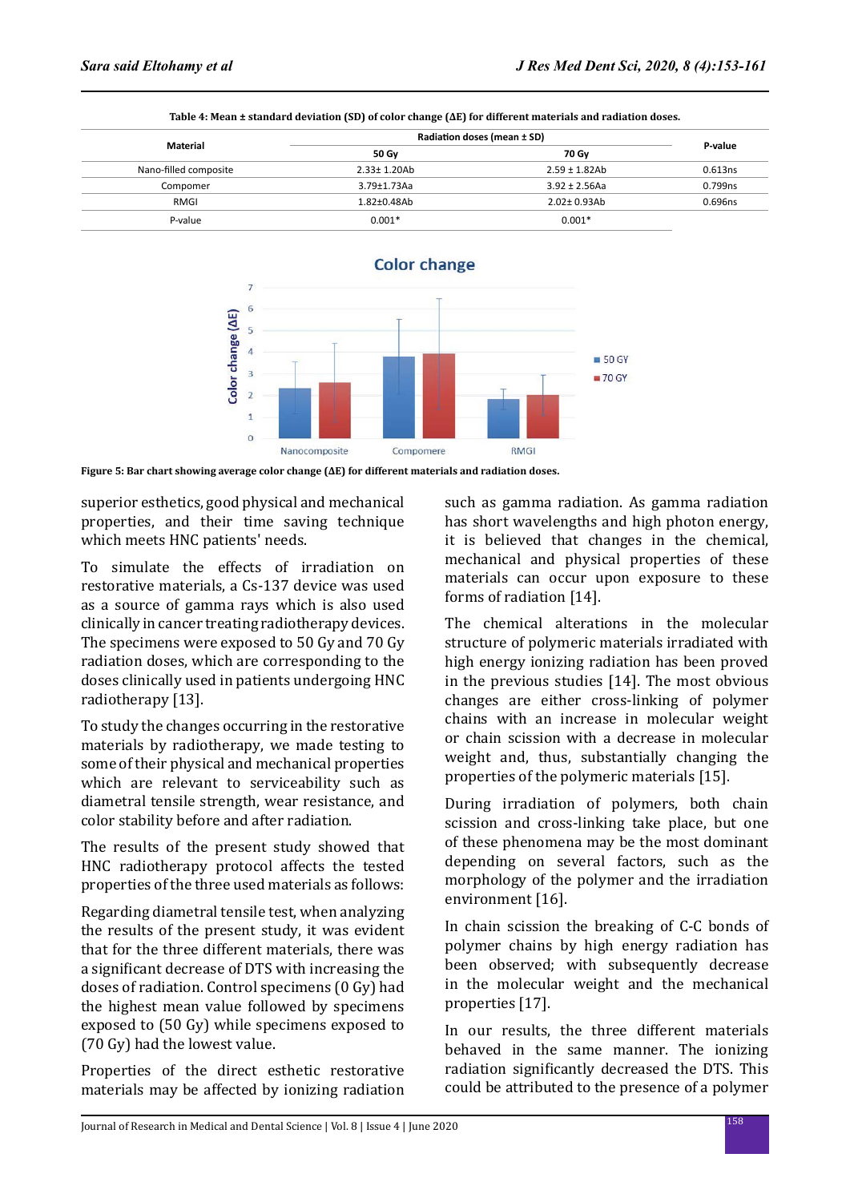**Table 4: Mean ± standard deviation (SD) of color change (ΔE) for different materials and radiation doses.**

| Material | Radiation doses (mean ± SD) | | P-value |
|---|---|---|---|
| | 50 Gy | 70 Gy | |
| Nano-filled composite | 2.33± 1.20Ab | 2.59 ± 1.82Ab | 0.613ns |
| Compomer | 3.79±1.73Aa | 3.92 ± 2.56Aa | 0.799ns |
| RMGI | 1.82±0.48Ab | 2.02± 0.93Ab | 0.696ns |
| P-value | 0.001* | 0.001* | |

**Figure 5: Bar chart showing average color change (ΔE) for different materials and radiation doses.**

superior esthetics, good physical and mechanical properties, and their time saving technique which meets HNC patients' needs.

To simulate the effects of irradiation on restorative materials, a Cs-137 device was used as a source of gamma rays which is also used clinically in cancer treating radiotherapy devices. The specimens were exposed to 50 Gy and 70 Gy radiation doses, which are corresponding to the doses clinically used in patients undergoing HNC radiotherapy [13].

To study the changes occurring in the restorative materials by radiotherapy, we made testing to some of their physical and mechanical properties which are relevant to serviceability such as diametral tensile strength, wear resistance, and color stability before and after radiation.

The results of the present study showed that HNC radiotherapy protocol affects the tested properties of the three used materials as follows:

Regarding diametral tensile test, when analyzing the results of the present study, it was evident that for the three different materials, there was a significant decrease of DTS with increasing the doses of radiation. Control specimens (0 Gy) had the highest mean value followed by specimens exposed to (50 Gy) while specimens exposed to (70 Gy) had the lowest value.

Properties of the direct esthetic restorative materials may be affected by ionizing radiation such as gamma radiation. As gamma radiation has short wavelengths and high photon energy, it is believed that changes in the chemical, mechanical and physical properties of these materials can occur upon exposure to these forms of radiation [14].

The chemical alterations in the molecular structure of polymeric materials irradiated with high energy ionizing radiation has been proved in the previous studies [14]. The most obvious changes are either cross-linking of polymer chains with an increase in molecular weight or chain scission with a decrease in molecular weight and, thus, substantially changing the properties of the polymeric materials [15].

During irradiation of polymers, both chain scission and cross-linking take place, but one of these phenomena may be the most dominant depending on several factors, such as the morphology of the polymer and the irradiation environment [16].

In chain scission the breaking of C-C bonds of polymer chains by high energy radiation has been observed; with subsequently decrease in the molecular weight and the mechanical properties [17].

In our results, the three different materials behaved in the same manner. The ionizing radiation significantly decreased the DTS. This could be attributed to the presence of a polymer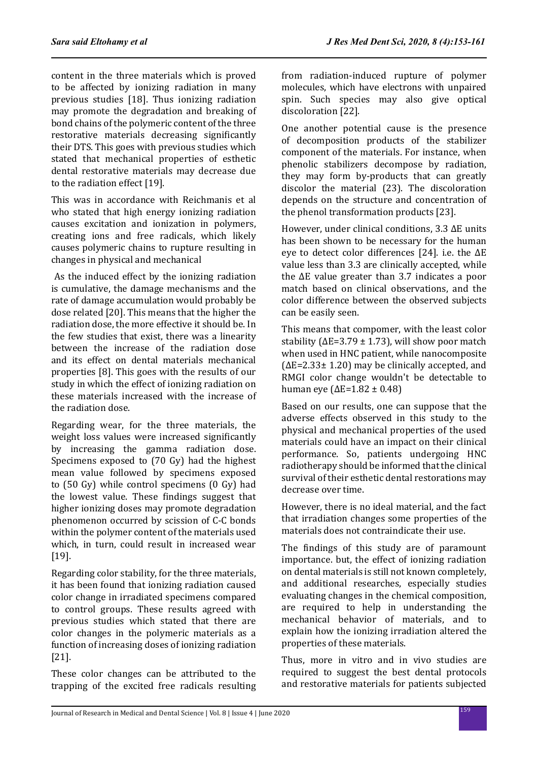content in the three materials which is proved to be affected by ionizing radiation in many previous studies [18]. Thus ionizing radiation may promote the degradation and breaking of bond chains of the polymeric content of the three restorative materials decreasing significantly their DTS. This goes with previous studies which stated that mechanical properties of esthetic dental restorative materials may decrease due to the radiation effect [19].

This was in accordance with Reichmanis et al who stated that high energy ionizing radiation causes excitation and ionization in polymers, creating ions and free radicals, which likely causes polymeric chains to rupture resulting in changes in physical and mechanical

As the induced effect by the ionizing radiation is cumulative, the damage mechanisms and the rate of damage accumulation would probably be dose related [20]. This means that the higher the radiation dose, the more effective it should be. In the few studies that exist, there was a linearity between the increase of the radiation dose and its effect on dental materials mechanical properties [8]. This goes with the results of our study in which the effect of ionizing radiation on these materials increased with the increase of the radiation dose.

Regarding wear, for the three materials, the weight loss values were increased significantly by increasing the gamma radiation dose. Specimens exposed to (70 Gy) had the highest mean value followed by specimens exposed to (50 Gy) while control specimens (0 Gy) had the lowest value. These findings suggest that higher ionizing doses may promote degradation phenomenon occurred by scission of C-C bonds within the polymer content of the materials used which, in turn, could result in increased wear [19].

Regarding color stability, for the three materials, it has been found that ionizing radiation caused color change in irradiated specimens compared to control groups. These results agreed with previous studies which stated that there are color changes in the polymeric materials as a function of increasing doses of ionizing radiation [21].

These color changes can be attributed to the trapping of the excited free radicals resulting from radiation-induced rupture of polymer molecules, which have electrons with unpaired spin. Such species may also give optical discoloration [22].

One another potential cause is the presence of decomposition products of the stabilizer component of the materials. For instance, when phenolic stabilizers decompose by radiation, they may form by-products that can greatly discolor the material (23). The discoloration depends on the structure and concentration of the phenol transformation products [23].

However, under clinical conditions, 3.3 $\Delta E$ units has been shown to be necessary for the human eye to detect color differences [24]. i.e. the $\Delta E$ value less than 3.3 are clinically accepted, while the $\Delta E$ value greater than 3.7 indicates a poor match based on clinical observations, and the color difference between the observed subjects can be easily seen.

This means that compomer, with the least color stability ($\Delta E=3.79 \pm 1.73$), will show poor match when used in HNC patient, while nanocomposite ($\Delta E=2.33\pm 1.20$) may be clinically accepted, and RMGI color change wouldn't be detectable to human eye ($\Delta E=1.82 \pm 0.48$)

Based on our results, one can suppose that the adverse effects observed in this study to the physical and mechanical properties of the used materials could have an impact on their clinical performance. So, patients undergoing HNC radiotherapy should be informed that the clinical survival of their esthetic dental restorations may decrease over time.

However, there is no ideal material, and the fact that irradiation changes some properties of the materials does not contraindicate their use.

The findings of this study are of paramount importance. but, the effect of ionizing radiation on dental materials is still not known completely, and additional researches, especially studies evaluating changes in the chemical composition, are required to help in understanding the mechanical behavior of materials, and to explain how the ionizing irradiation altered the properties of these materials.

Thus, more in vitro and in vivo studies are required to suggest the best dental protocols and restorative materials for patients subjected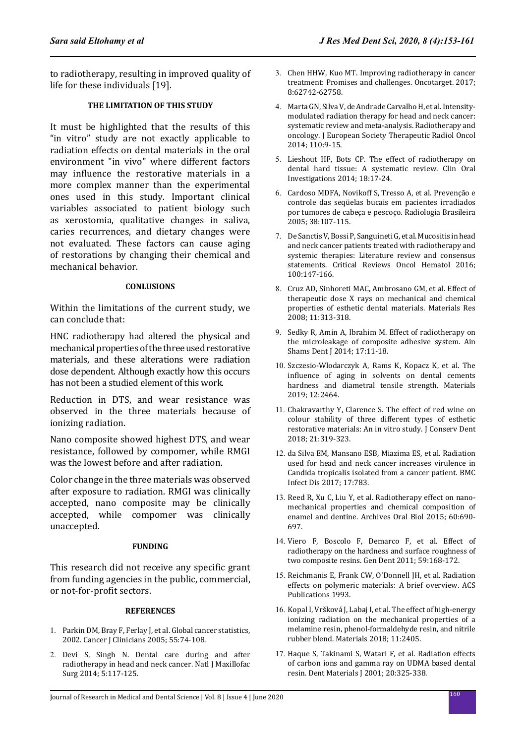to radiotherapy, resulting in improved quality of life for these individuals [19].

### THE LIMITATION OF THIS STUDY

It must be highlighted that the results of this "in vitro" study are not exactly applicable to radiation effects on dental materials in the oral environment "in vivo" where different factors may influence the restorative materials in a more complex manner than the experimental ones used in this study. Important clinical variables associated to patient biology such as xerostomia, qualitative changes in saliva, caries recurrences, and dietary changes were not evaluated. These factors can cause aging of restorations by changing their chemical and mechanical behavior.

### CONLUSIONS

Within the limitations of the current study, we can conclude that:

HNC radiotherapy had altered the physical and mechanical properties of the three used restorative materials, and these alterations were radiation dose dependent. Although exactly how this occurs has not been a studied element of this work.

Reduction in DTS, and wear resistance was observed in the three materials because of ionizing radiation.

Nano composite showed highest DTS, and wear resistance, followed by compomer, while RMGI was the lowest before and after radiation.

Color change in the three materials was observed after exposure to radiation. RMGI was clinically accepted, nano composite may be clinically accepted, while compomer was clinically unaccepted.

### FUNDING

This research did not receive any specific grant from funding agencies in the public, commercial, or not-for-profit sectors.

### REFERENCES

1. Parkin DM, Bray F, Ferlay J, et al. Global cancer statistics, 2002. Cancer J Clinicians 2005; 55:74-108.
2. Devi S, Singh N. Dental care during and after radiotherapy in head and neck cancer. Natl J Maxillofac Surg 2014; 5:117-125.
3. Chen HHW, Kuo MT. Improving radiotherapy in cancer treatment: Promises and challenges. Oncotarget. 2017; 8:62742-62758.
4. Marta GN, Silva V, de Andrade Carvalho H, et al. Intensity-modulated radiation therapy for head and neck cancer: systematic review and meta-analysis. Radiotherapy and oncology. J European Society Therapeutic Radiol Oncol 2014; 110:9-15.
5. Lieshout HF, Bots CP. The effect of radiotherapy on dental hard tissue: A systematic review. Clin Oral Investigations 2014; 18:17-24.
6. Cardoso MDFA, Novikoff S, Tresso A, et al. Prevenção e controle das seqüelas bucais em pacientes irradiados por tumores de cabeça e pescoço. Radiologia Brasileira 2005; 38:107-115.
7. De Sanctis V, Bossi P, Sanguineti G, et al. Mucositis in head and neck cancer patients treated with radiotherapy and systemic therapies: Literature review and consensus statements. Critical Reviews Oncol Hematol 2016; 100:147-166.
8. Cruz AD, Sinhoreti MAC, Ambrosano GM, et al. Effect of therapeutic dose X rays on mechanical and chemical properties of esthetic dental materials. Materials Res 2008; 11:313-318.
9. Sedky R, Amin A, Ibrahim M. Effect of radiotherapy on the microleakage of composite adhesive system. Ain Shams Dent J 2014; 17:11-18.
10. Szczesio-Wlodarczyk A, Rams K, Kopacz K, et al. The influence of aging in solvents on dental cements hardness and diametral tensile strength. Materials 2019; 12:2464.
11. Chakravarthy Y, Clarence S. The effect of red wine on colour stability of three different types of esthetic restorative materials: An in vitro study. J Conserv Dent 2018; 21:319-323.
12. da Silva EM, Mansano ESB, Miazima ES, et al. Radiation used for head and neck cancer increases virulence in Candida tropicalis isolated from a cancer patient. BMC Infect Dis 2017; 17:783.
13. Reed R, Xu C, Liu Y, et al. Radiotherapy effect on nano-mechanical properties and chemical composition of enamel and dentine. Archives Oral Biol 2015; 60:690-697.
14. Viero F, Boscolo F, Demarco F, et al. Effect of radiotherapy on the hardness and surface roughness of two composite resins. Gen Dent 2011; 59:168-172.
15. Reichmanis E, Frank CW, O'Donnell JH, et al. Radiation effects on polymeric materials: A brief overview. ACS Publications 1993.
16. Kopal I, Vršková J, Labaj I, et al. The effect of high-energy ionizing radiation on the mechanical properties of a melamine resin, phenol-formaldehyde resin, and nitrile rubber blend. Materials 2018; 11:2405.
17. Haque S, Takinami S, Watari F, et al. Radiation effects of carbon ions and gamma ray on UDMA based dental resin. Dent Materials J 2001; 20:325-338.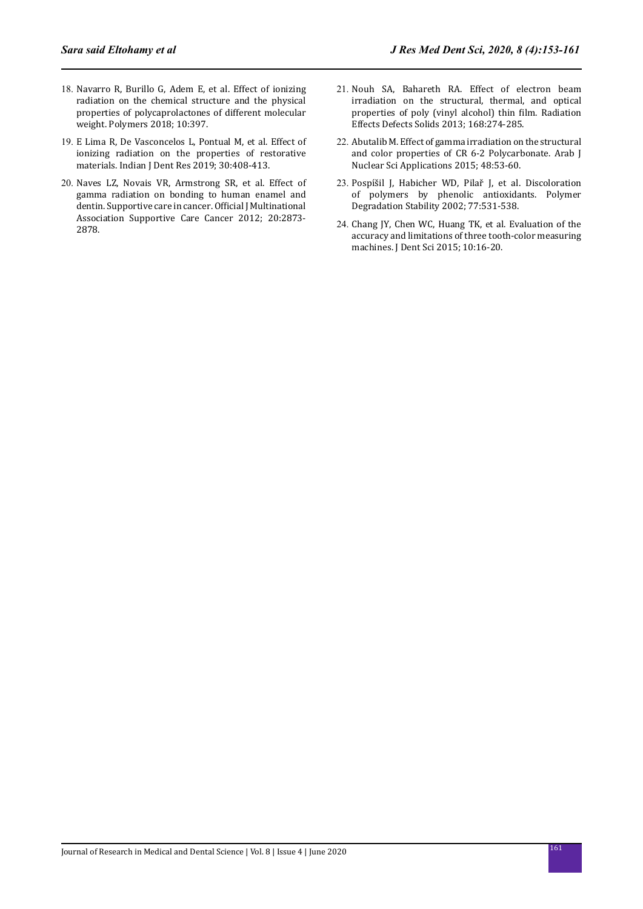18. Navarro R, Burillo G, Adem E, et al. Effect of ionizing radiation on the chemical structure and the physical properties of polycaprolactones of different molecular weight. Polymers 2018; 10:397.

19. E Lima R, De Vasconcelos L, Pontual M, et al. Effect of ionizing radiation on the properties of restorative materials. Indian J Dent Res 2019; 30:408-413.

20. Naves LZ, Novais VR, Armstrong SR, et al. Effect of gamma radiation on bonding to human enamel and dentin. Supportive care in cancer. Official J Multinational Association Supportive Care Cancer 2012; 20:2873-2878.

21. Nouh SA, Bahareth RA. Effect of electron beam irradiation on the structural, thermal, and optical properties of poly (vinyl alcohol) thin film. Radiation Effects Defects Solids 2013; 168:274-285.

22. Abutalib M. Effect of gamma irradiation on the structural and color properties of CR 6-2 Polycarbonate. Arab J Nuclear Sci Applications 2015; 48:53-60.

23. Pospíšil J, Habicher WD, Pilař J, et al. Discoloration of polymers by phenolic antioxidants. Polymer Degradation Stability 2002; 77:531-538.

24. Chang JY, Chen WC, Huang TK, et al. Evaluation of the accuracy and limitations of three tooth-color measuring machines. J Dent Sci 2015; 10:16-20.